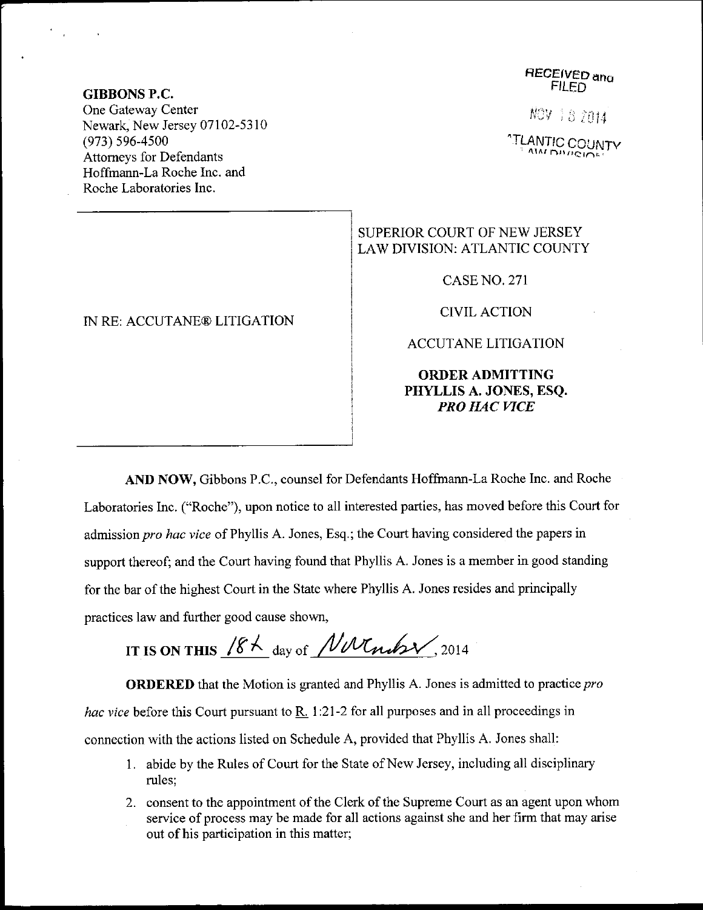**GIBBONS P.C.**
One Gateway Center
Newark, New Jersey 07102-5310
(973) 596-4500
Attorneys for Defendants
Hoffmann-La Roche Inc. and
Roche Laboratories Inc.

RECEIVED and FILED
NOV 18 2014
ATLANTIC COUNTY
LAW DIVISION

| IN RE: ACCUTANE® LITIGATION | SUPERIOR COURT OF NEW JERSEY<br>LAW DIVISION: ATLANTIC COUNTY<br><br>CASE NO. 271<br><br>CIVIL ACTION<br><br>ACCUTANE LITIGATION<br><br>**ORDER ADMITTING PHYLLIS A. JONES, ESQ. *PRO HAC VICE*** |
|---|---|

**AND NOW,** Gibbons P.C., counsel for Defendants Hoffmann-La Roche Inc. and Roche Laboratories Inc. ("Roche"), upon notice to all interested parties, has moved before this Court for admission *pro hac vice* of Phyllis A. Jones, Esq.; the Court having considered the papers in support thereof; and the Court having found that Phyllis A. Jones is a member in good standing for the bar of the highest Court in the State where Phyllis A. Jones resides and principally practices law and further good cause shown,

**IT IS ON THIS** 18th day of November, 2014

**ORDERED** that the Motion is granted and Phyllis A. Jones is admitted to practice *pro hac vice* before this Court pursuant to R. 1:21-2 for all purposes and in all proceedings in connection with the actions listed on Schedule A, provided that Phyllis A. Jones shall:

1. abide by the Rules of Court for the State of New Jersey, including all disciplinary rules;
2. consent to the appointment of the Clerk of the Supreme Court as an agent upon whom service of process may be made for all actions against she and her firm that may arise out of his participation in this matter;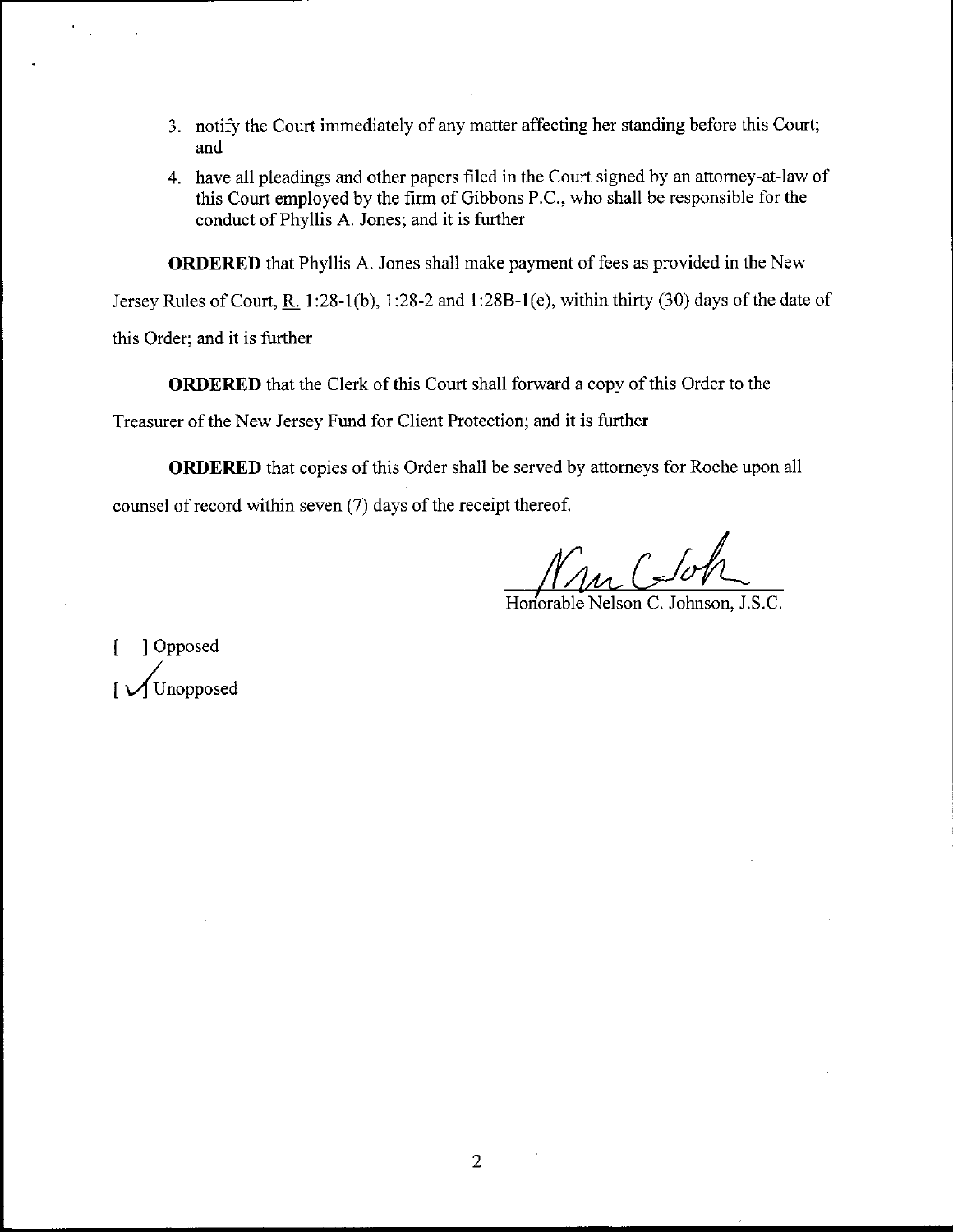3. notify the Court immediately of any matter affecting her standing before this Court; and
4. have all pleadings and other papers filed in the Court signed by an attorney-at-law of this Court employed by the firm of Gibbons P.C., who shall be responsible for the conduct of Phyllis A. Jones; and it is further

**ORDERED** that Phyllis A. Jones shall make payment of fees as provided in the New Jersey Rules of Court, R. 1:28-1(b), 1:28-2 and 1:28B-1(e), within thirty (30) days of the date of this Order; and it is further

**ORDERED** that the Clerk of this Court shall forward a copy of this Order to the Treasurer of the New Jersey Fund for Client Protection; and it is further

**ORDERED** that copies of this Order shall be served by attorneys for Roche upon all counsel of record within seven (7) days of the receipt thereof.

Honorable Nelson C. Johnson, J.S.C.

[ ] Opposed
[ ✓] Unopposed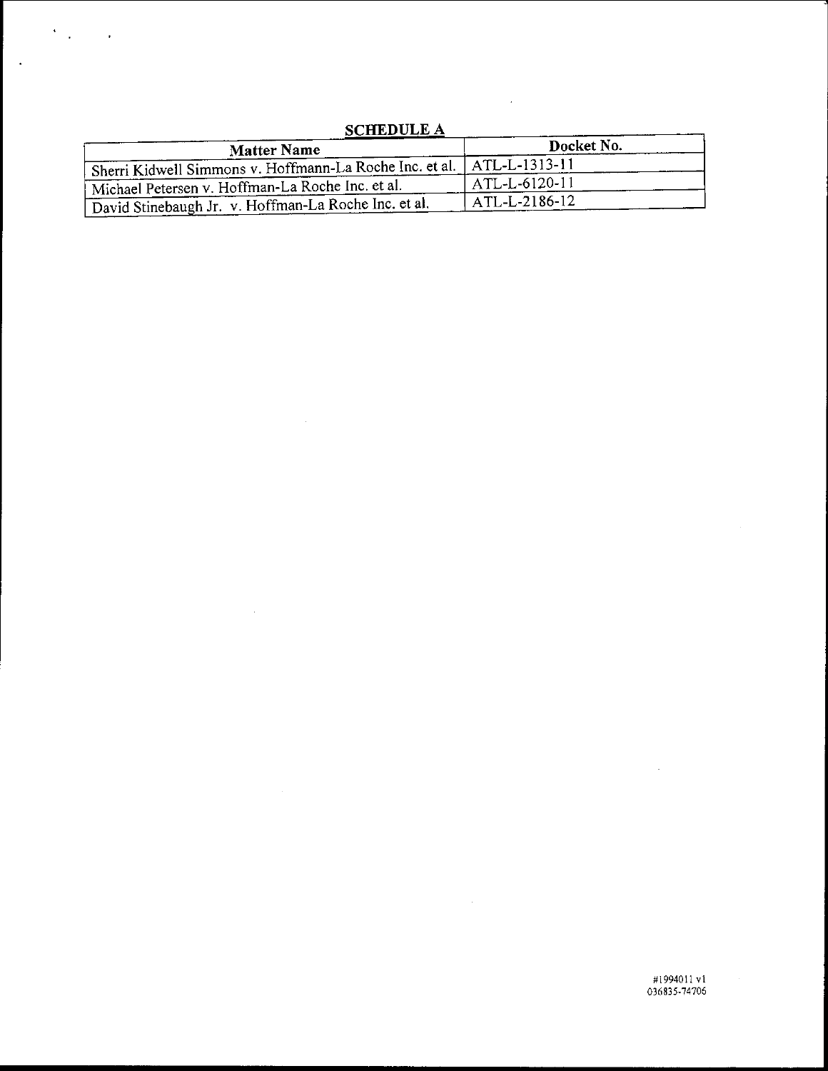**SCHEDULE A**

| Matter Name | Docket No. |
|---|---|
| Sherri Kidwell Simmons v. Hoffmann-La Roche Inc. et al. | ATL-L-1313-11 |
| Michael Petersen v. Hoffman-La Roche Inc. et al. | ATL-L-6120-11 |
| David Stinebaugh Jr. v. Hoffman-La Roche Inc. et al. | ATL-L-2186-12 |

#1994011 v1
036835-74706